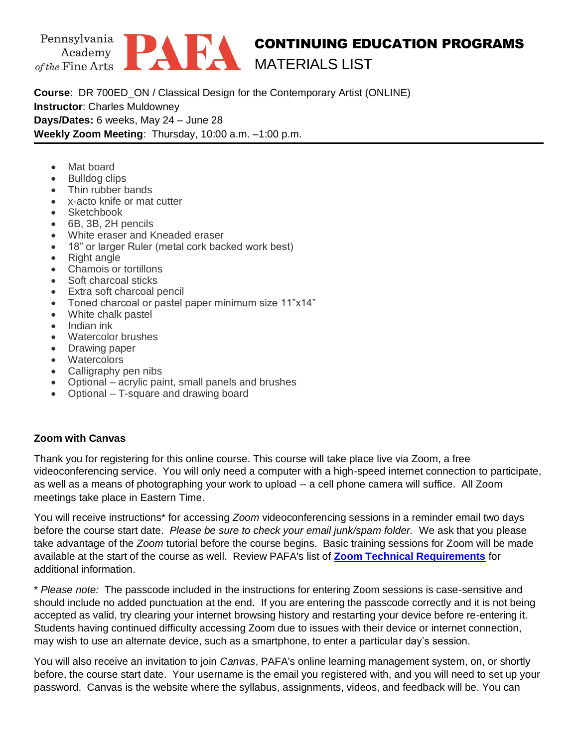Pennsylvania Academy of the Fine Arts **PAFA**

# CONTINUING EDUCATION PROGRAMS
## MATERIALS LIST

**Course**: DR 700ED_ON / Classical Design for the Contemporary Artist (ONLINE)
**Instructor**: Charles Muldowney
**Days/Dates:** 6 weeks, May 24 – June 28
**Weekly Zoom Meeting**: Thursday, 10:00 a.m. –1:00 p.m.

---

- Mat board
- Bulldog clips
- Thin rubber bands
- x-acto knife or mat cutter
- Sketchbook
- 6B, 3B, 2H pencils
- White eraser and Kneaded eraser
- 18" or larger Ruler (metal cork backed work best)
- Right angle
- Chamois or tortillons
- Soft charcoal sticks
- Extra soft charcoal pencil
- Toned charcoal or pastel paper minimum size 11"x14"
- White chalk pastel
- Indian ink
- Watercolor brushes
- Drawing paper
- Watercolors
- Calligraphy pen nibs
- Optional – acrylic paint, small panels and brushes
- Optional – T-square and drawing board

**Zoom with Canvas**

Thank you for registering for this online course. This course will take place live via Zoom, a free videoconferencing service. You will only need a computer with a high-speed internet connection to participate, as well as a means of photographing your work to upload -- a cell phone camera will suffice. All Zoom meetings take place in Eastern Time.

You will receive instructions* for accessing *Zoom* videoconferencing sessions in a reminder email two days before the course start date. *Please be sure to check your email junk/spam folder.* We ask that you please take advantage of the *Zoom* tutorial before the course begins. Basic training sessions for Zoom will be made available at the start of the course as well. Review PAFA's list of **Zoom Technical Requirements** for additional information.

\* *Please note:* The passcode included in the instructions for entering Zoom sessions is case-sensitive and should include no added punctuation at the end. If you are entering the passcode correctly and it is not being accepted as valid, try clearing your internet browsing history and restarting your device before re-entering it. Students having continued difficulty accessing Zoom due to issues with their device or internet connection, may wish to use an alternate device, such as a smartphone, to enter a particular day's session.

You will also receive an invitation to join *Canvas*, PAFA's online learning management system, on, or shortly before, the course start date. Your username is the email you registered with, and you will need to set up your password. Canvas is the website where the syllabus, assignments, videos, and feedback will be. You can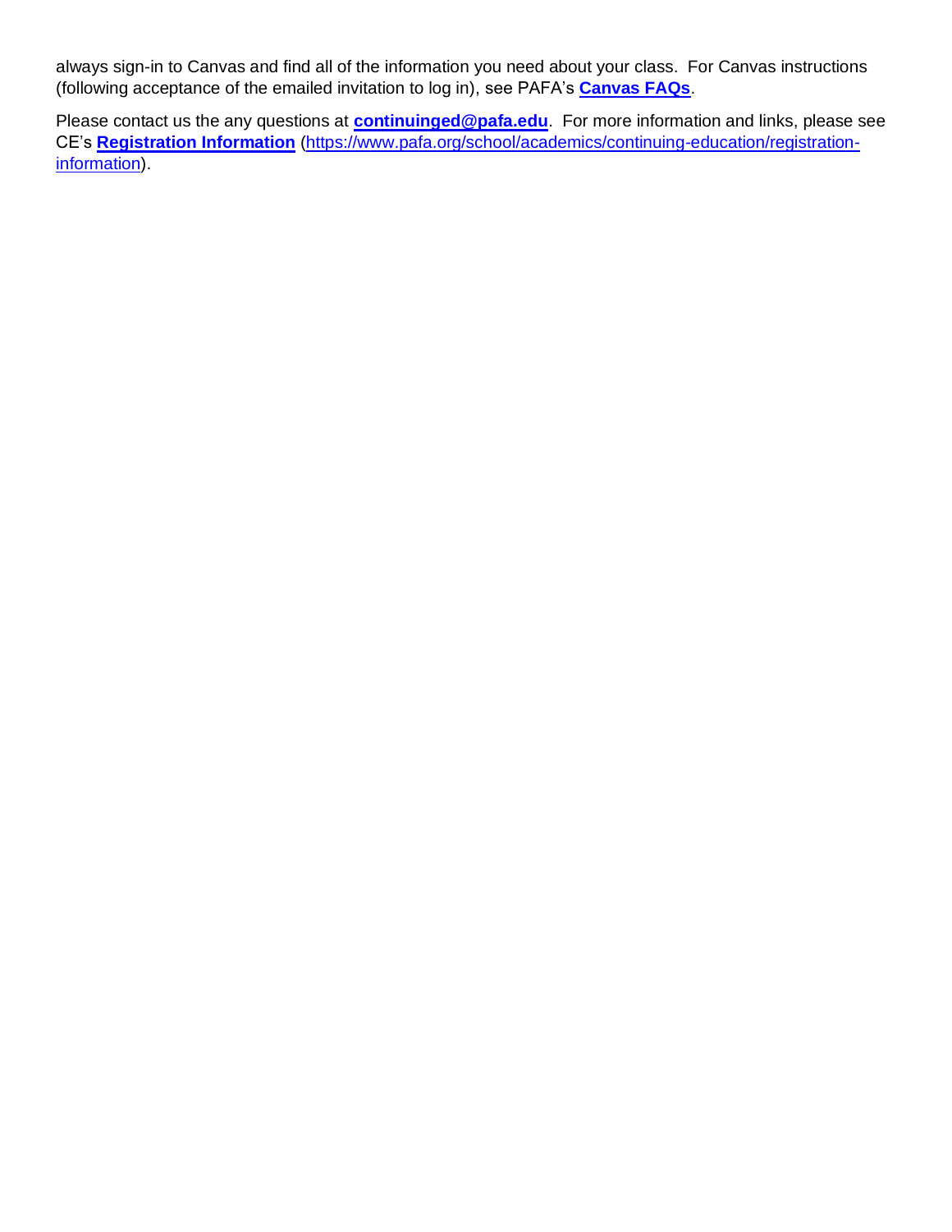always sign-in to Canvas and find all of the information you need about your class. For Canvas instructions (following acceptance of the emailed invitation to log in), see PAFA's **[Canvas FAQs]()**.

Please contact us the any questions at **[continuinged@pafa.edu](mailto:continuinged@pafa.edu)**. For more information and links, please see CE's **[Registration Information](https://www.pafa.org/school/academics/continuing-education/registration-information)** ([https://www.pafa.org/school/academics/continuing-education/registration-information](https://www.pafa.org/school/academics/continuing-education/registration-information)).